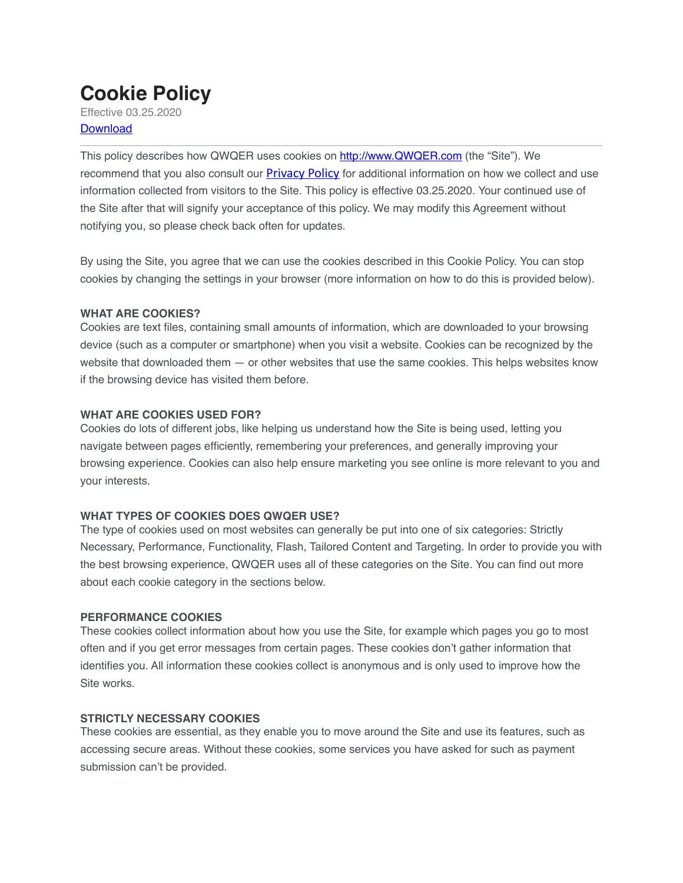# Cookie Policy

Effective 03.25.2020

[Download]

---

This policy describes how QWQER uses cookies on [http://www.QWQER.com](http://www.QWQER.com) (the "Site"). We recommend that you also consult our [Privacy Policy] for additional information on how we collect and use information collected from visitors to the Site. This policy is effective 03.25.2020. Your continued use of the Site after that will signify your acceptance of this policy. We may modify this Agreement without notifying you, so please check back often for updates.

By using the Site, you agree that we can use the cookies described in this Cookie Policy. You can stop cookies by changing the settings in your browser (more information on how to do this is provided below).

**WHAT ARE COOKIES?**

Cookies are text files, containing small amounts of information, which are downloaded to your browsing device (such as a computer or smartphone) when you visit a website. Cookies can be recognized by the website that downloaded them — or other websites that use the same cookies. This helps websites know if the browsing device has visited them before.

**WHAT ARE COOKIES USED FOR?**

Cookies do lots of different jobs, like helping us understand how the Site is being used, letting you navigate between pages efficiently, remembering your preferences, and generally improving your browsing experience. Cookies can also help ensure marketing you see online is more relevant to you and your interests.

**WHAT TYPES OF COOKIES DOES QWQER USE?**

The type of cookies used on most websites can generally be put into one of six categories: Strictly Necessary, Performance, Functionality, Flash, Tailored Content and Targeting. In order to provide you with the best browsing experience, QWQER uses all of these categories on the Site. You can find out more about each cookie category in the sections below.

**PERFORMANCE COOKIES**

These cookies collect information about how you use the Site, for example which pages you go to most often and if you get error messages from certain pages. These cookies don't gather information that identifies you. All information these cookies collect is anonymous and is only used to improve how the Site works.

**STRICTLY NECESSARY COOKIES**

These cookies are essential, as they enable you to move around the Site and use its features, such as accessing secure areas. Without these cookies, some services you have asked for such as payment submission can't be provided.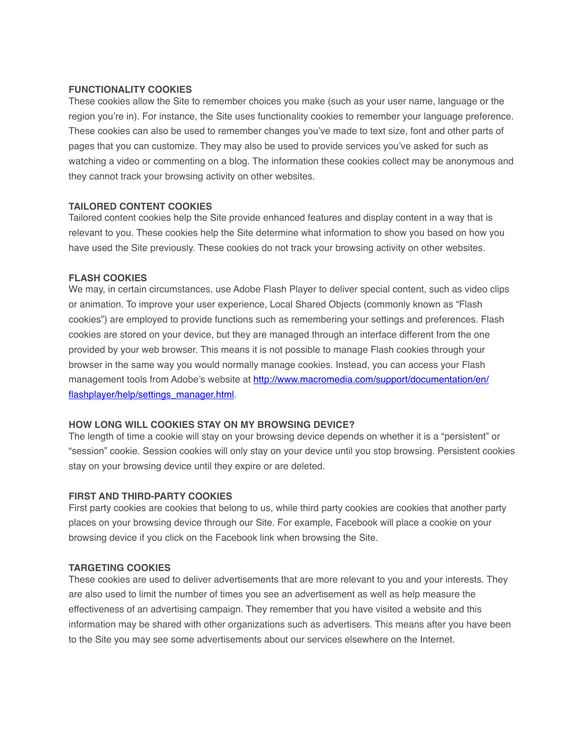**FUNCTIONALITY COOKIES**

These cookies allow the Site to remember choices you make (such as your user name, language or the region you're in). For instance, the Site uses functionality cookies to remember your language preference. These cookies can also be used to remember changes you've made to text size, font and other parts of pages that you can customize. They may also be used to provide services you've asked for such as watching a video or commenting on a blog. The information these cookies collect may be anonymous and they cannot track your browsing activity on other websites.

**TAILORED CONTENT COOKIES**

Tailored content cookies help the Site provide enhanced features and display content in a way that is relevant to you. These cookies help the Site determine what information to show you based on how you have used the Site previously. These cookies do not track your browsing activity on other websites.

**FLASH COOKIES**

We may, in certain circumstances, use Adobe Flash Player to deliver special content, such as video clips or animation. To improve your user experience, Local Shared Objects (commonly known as "Flash cookies") are employed to provide functions such as remembering your settings and preferences. Flash cookies are stored on your device, but they are managed through an interface different from the one provided by your web browser. This means it is not possible to manage Flash cookies through your browser in the same way you would normally manage cookies. Instead, you can access your Flash management tools from Adobe's website at [http://www.macromedia.com/support/documentation/en/flashplayer/help/settings_manager.html](http://www.macromedia.com/support/documentation/en/flashplayer/help/settings_manager.html).

**HOW LONG WILL COOKIES STAY ON MY BROWSING DEVICE?**

The length of time a cookie will stay on your browsing device depends on whether it is a "persistent" or "session" cookie. Session cookies will only stay on your device until you stop browsing. Persistent cookies stay on your browsing device until they expire or are deleted.

**FIRST AND THIRD-PARTY COOKIES**

First party cookies are cookies that belong to us, while third party cookies are cookies that another party places on your browsing device through our Site. For example, Facebook will place a cookie on your browsing device if you click on the Facebook link when browsing the Site.

**TARGETING COOKIES**

These cookies are used to deliver advertisements that are more relevant to you and your interests. They are also used to limit the number of times you see an advertisement as well as help measure the effectiveness of an advertising campaign. They remember that you have visited a website and this information may be shared with other organizations such as advertisers. This means after you have been to the Site you may see some advertisements about our services elsewhere on the Internet.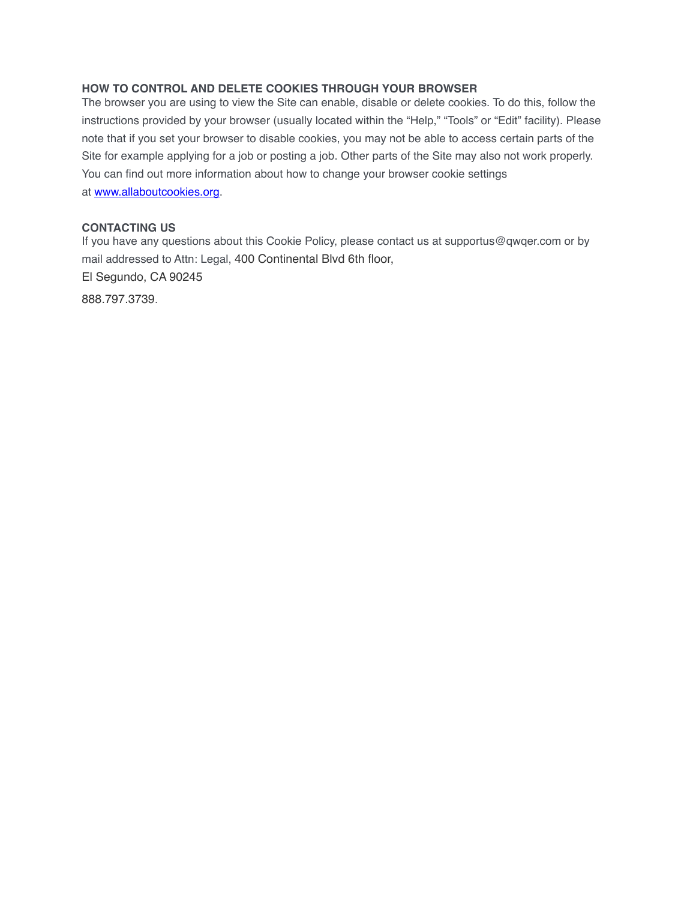**HOW TO CONTROL AND DELETE COOKIES THROUGH YOUR BROWSER**

The browser you are using to view the Site can enable, disable or delete cookies. To do this, follow the instructions provided by your browser (usually located within the "Help," "Tools" or "Edit" facility). Please note that if you set your browser to disable cookies, you may not be able to access certain parts of the Site for example applying for a job or posting a job. Other parts of the Site may also not work properly. You can find out more information about how to change your browser cookie settings at [www.allaboutcookies.org](http://www.allaboutcookies.org).

**CONTACTING US**

If you have any questions about this Cookie Policy, please contact us at supportus@qwqer.com or by mail addressed to Attn: Legal, 400 Continental Blvd 6th floor,
El Segundo, CA 90245

888.797.3739.